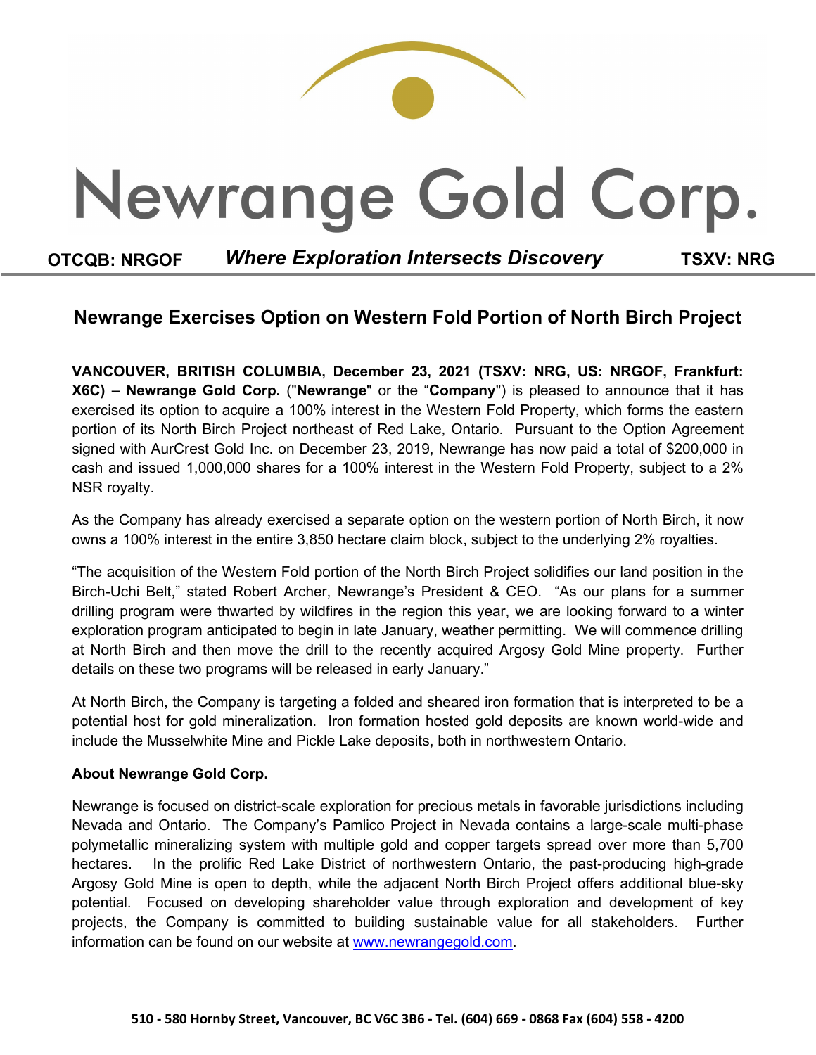# Newrange Gold Corp.

**OTCQB: NRGOF** *Where Exploration Intersects Discovery* **TSXV: NRG**

## Newrange Exercises Option on Western Fold Portion of North Birch Project

**VANCOUVER, BRITISH COLUMBIA, December 23, 2021 (TSXV: NRG, US: NRGOF, Frankfurt: X6C) – Newrange Gold Corp.** ("**Newrange**" or the "**Company**") is pleased to announce that it has exercised its option to acquire a 100% interest in the Western Fold Property, which forms the eastern portion of its North Birch Project northeast of Red Lake, Ontario. Pursuant to the Option Agreement signed with AurCrest Gold Inc. on December 23, 2019, Newrange has now paid a total of $200,000 in cash and issued 1,000,000 shares for a 100% interest in the Western Fold Property, subject to a 2% NSR royalty.

As the Company has already exercised a separate option on the western portion of North Birch, it now owns a 100% interest in the entire 3,850 hectare claim block, subject to the underlying 2% royalties.

"The acquisition of the Western Fold portion of the North Birch Project solidifies our land position in the Birch-Uchi Belt," stated Robert Archer, Newrange's President & CEO. "As our plans for a summer drilling program were thwarted by wildfires in the region this year, we are looking forward to a winter exploration program anticipated to begin in late January, weather permitting. We will commence drilling at North Birch and then move the drill to the recently acquired Argosy Gold Mine property. Further details on these two programs will be released in early January."

At North Birch, the Company is targeting a folded and sheared iron formation that is interpreted to be a potential host for gold mineralization. Iron formation hosted gold deposits are known world-wide and include the Musselwhite Mine and Pickle Lake deposits, both in northwestern Ontario.

**About Newrange Gold Corp.**

Newrange is focused on district-scale exploration for precious metals in favorable jurisdictions including Nevada and Ontario. The Company's Pamlico Project in Nevada contains a large-scale multi-phase polymetallic mineralizing system with multiple gold and copper targets spread over more than 5,700 hectares. In the prolific Red Lake District of northwestern Ontario, the past-producing high-grade Argosy Gold Mine is open to depth, while the adjacent North Birch Project offers additional blue-sky potential. Focused on developing shareholder value through exploration and development of key projects, the Company is committed to building sustainable value for all stakeholders. Further information can be found on our website at [www.newrangegold.com](http://www.newrangegold.com).

510 - 580 Hornby Street, Vancouver, BC V6C 3B6 - Tel. (604) 669 - 0868 Fax (604) 558 - 4200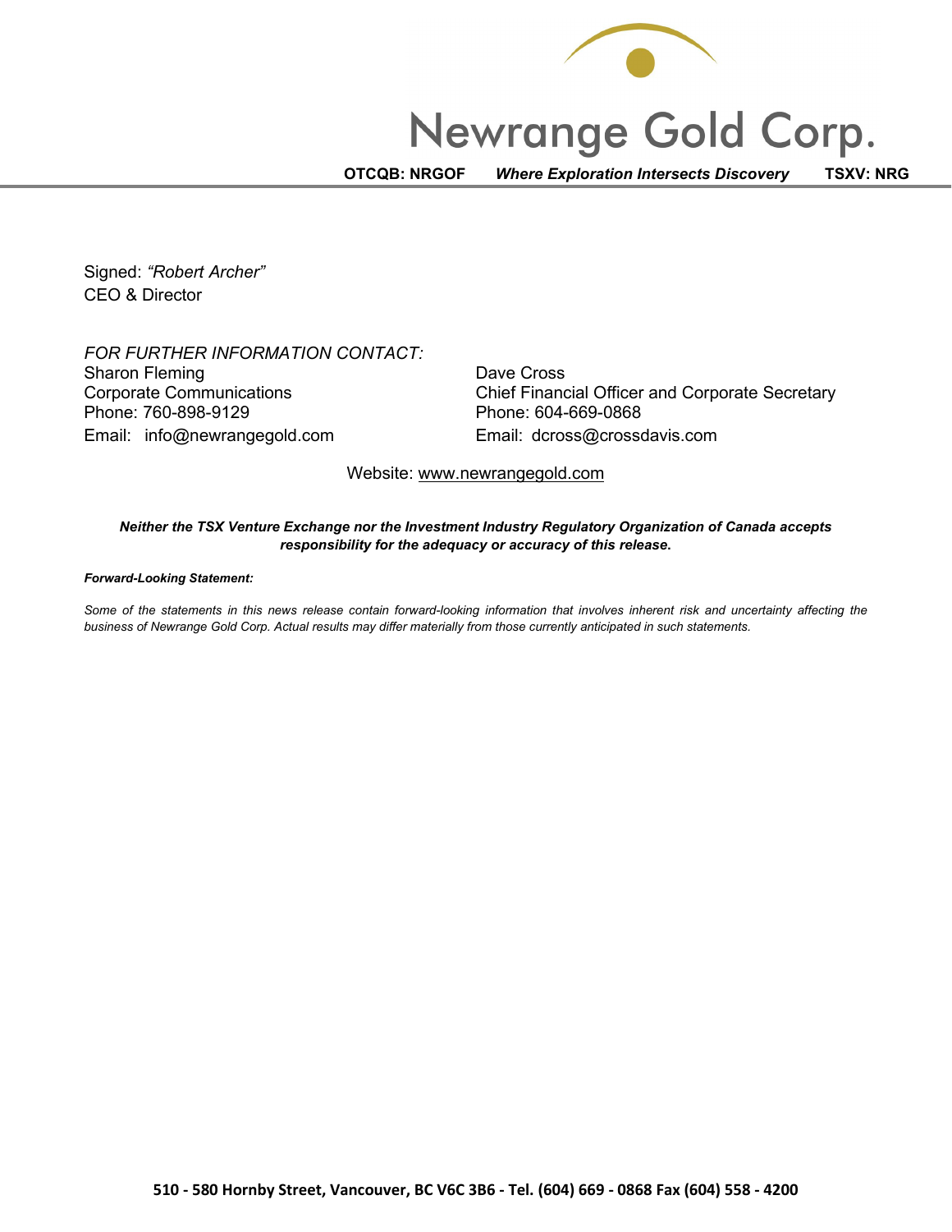Signed: *"Robert Archer"*
CEO & Director

*FOR FURTHER INFORMATION CONTACT:*

Sharon Fleming
Corporate Communications
Phone: 760-898-9129
Email: info@newrangegold.com

Dave Cross
Chief Financial Officer and Corporate Secretary
Phone: 604-669-0868
Email: dcross@crossdavis.com

Website: www.newrangegold.com

***Neither the TSX Venture Exchange nor the Investment Industry Regulatory Organization of Canada accepts responsibility for the adequacy or accuracy of this release.***

***Forward-Looking Statement:***

*Some of the statements in this news release contain forward-looking information that involves inherent risk and uncertainty affecting the business of Newrange Gold Corp. Actual results may differ materially from those currently anticipated in such statements.*